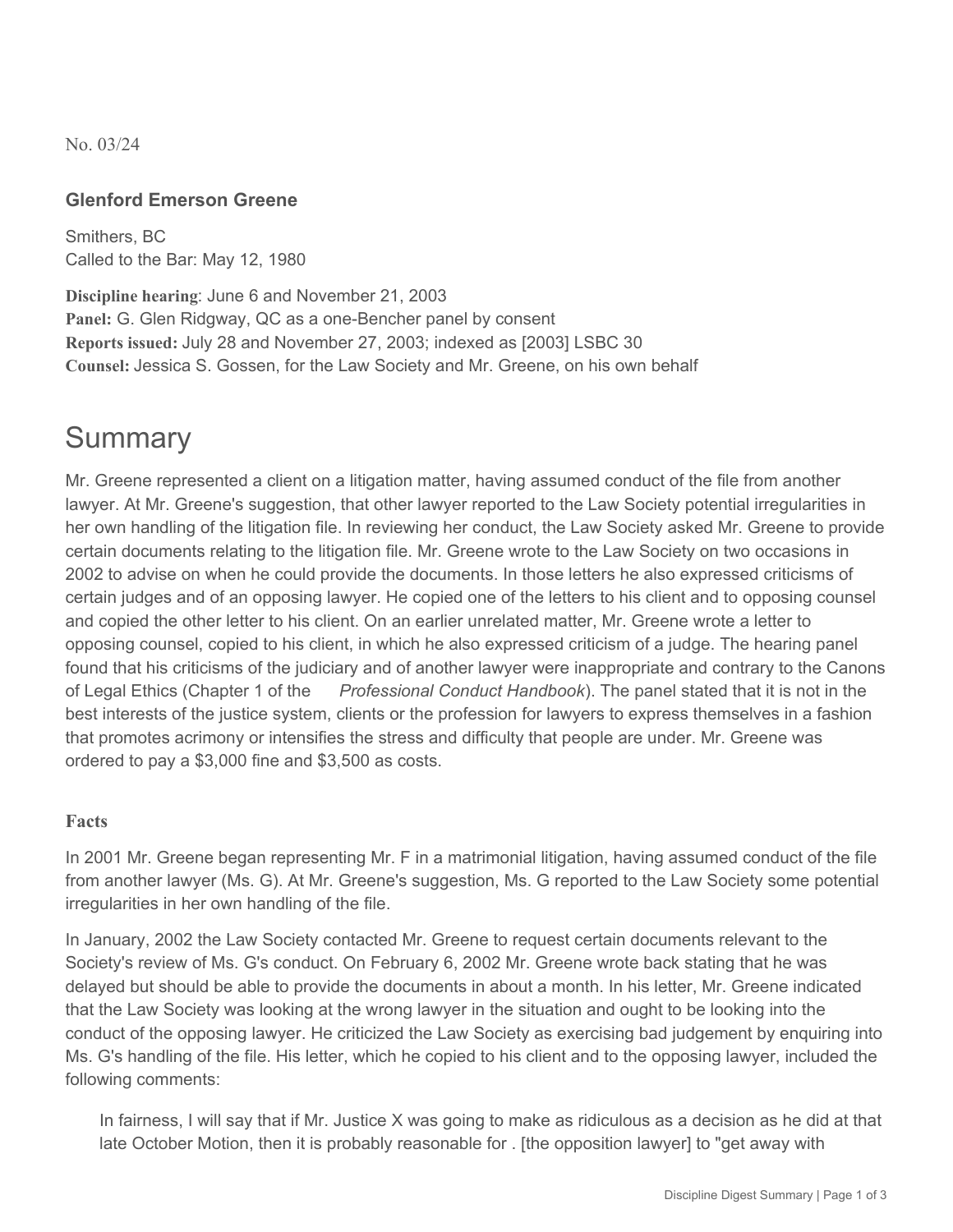No. 03/24

### Glenford Emerson Greene

Smithers, BC
Called to the Bar: May 12, 1980

**Discipline hearing**: June 6 and November 21, 2003
**Panel:** G. Glen Ridgway, QC as a one-Bencher panel by consent
**Reports issued:** July 28 and November 27, 2003; indexed as [2003] LSBC 30
**Counsel:** Jessica S. Gossen, for the Law Society and Mr. Greene, on his own behalf

# Summary

Mr. Greene represented a client on a litigation matter, having assumed conduct of the file from another lawyer. At Mr. Greene's suggestion, that other lawyer reported to the Law Society potential irregularities in her own handling of the litigation file. In reviewing her conduct, the Law Society asked Mr. Greene to provide certain documents relating to the litigation file. Mr. Greene wrote to the Law Society on two occasions in 2002 to advise on when he could provide the documents. In those letters he also expressed criticisms of certain judges and of an opposing lawyer. He copied one of the letters to his client and to opposing counsel and copied the other letter to his client. On an earlier unrelated matter, Mr. Greene wrote a letter to opposing counsel, copied to his client, in which he also expressed criticism of a judge. The hearing panel found that his criticisms of the judiciary and of another lawyer were inappropriate and contrary to the Canons of Legal Ethics (Chapter 1 of the *Professional Conduct Handbook*). The panel stated that it is not in the best interests of the justice system, clients or the profession for lawyers to express themselves in a fashion that promotes acrimony or intensifies the stress and difficulty that people are under. Mr. Greene was ordered to pay a $3,000 fine and $3,500 as costs.

### Facts

In 2001 Mr. Greene began representing Mr. F in a matrimonial litigation, having assumed conduct of the file from another lawyer (Ms. G). At Mr. Greene's suggestion, Ms. G reported to the Law Society some potential irregularities in her own handling of the file.

In January, 2002 the Law Society contacted Mr. Greene to request certain documents relevant to the Society's review of Ms. G's conduct. On February 6, 2002 Mr. Greene wrote back stating that he was delayed but should be able to provide the documents in about a month. In his letter, Mr. Greene indicated that the Law Society was looking at the wrong lawyer in the situation and ought to be looking into the conduct of the opposing lawyer. He criticized the Law Society as exercising bad judgement by enquiring into Ms. G's handling of the file. His letter, which he copied to his client and to the opposing lawyer, included the following comments:

> In fairness, I will say that if Mr. Justice X was going to make as ridiculous as a decision as he did at that late October Motion, then it is probably reasonable for . [the opposition lawyer] to "get away with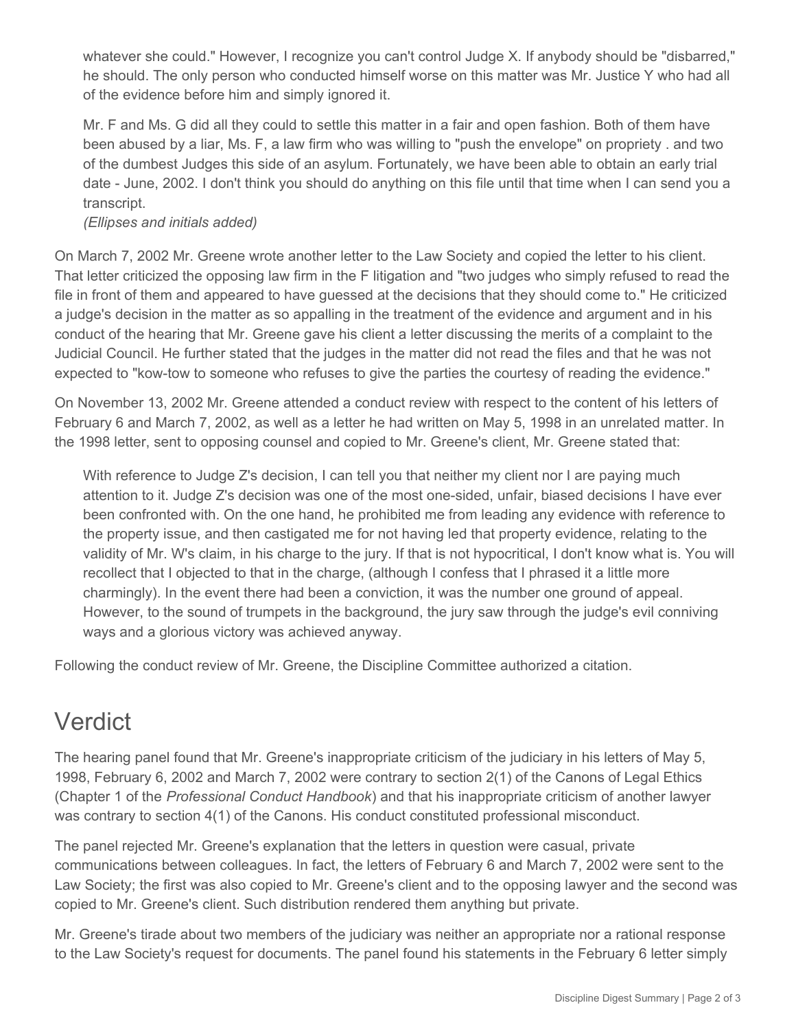> whatever she could." However, I recognize you can't control Judge X. If anybody should be "disbarred," he should. The only person who conducted himself worse on this matter was Mr. Justice Y who had all of the evidence before him and simply ignored it.
>
> Mr. F and Ms. G did all they could to settle this matter in a fair and open fashion. Both of them have been abused by a liar, Ms. F, a law firm who was willing to "push the envelope" on propriety . and two of the dumbest Judges this side of an asylum. Fortunately, we have been able to obtain an early trial date - June, 2002. I don't think you should do anything on this file until that time when I can send you a transcript.
> *(Ellipses and initials added)*

On March 7, 2002 Mr. Greene wrote another letter to the Law Society and copied the letter to his client. That letter criticized the opposing law firm in the F litigation and "two judges who simply refused to read the file in front of them and appeared to have guessed at the decisions that they should come to." He criticized a judge's decision in the matter as so appalling in the treatment of the evidence and argument and in his conduct of the hearing that Mr. Greene gave his client a letter discussing the merits of a complaint to the Judicial Council. He further stated that the judges in the matter did not read the files and that he was not expected to "kow-tow to someone who refuses to give the parties the courtesy of reading the evidence."

On November 13, 2002 Mr. Greene attended a conduct review with respect to the content of his letters of February 6 and March 7, 2002, as well as a letter he had written on May 5, 1998 in an unrelated matter. In the 1998 letter, sent to opposing counsel and copied to Mr. Greene's client, Mr. Greene stated that:

> With reference to Judge Z's decision, I can tell you that neither my client nor I are paying much attention to it. Judge Z's decision was one of the most one-sided, unfair, biased decisions I have ever been confronted with. On the one hand, he prohibited me from leading any evidence with reference to the property issue, and then castigated me for not having led that property evidence, relating to the validity of Mr. W's claim, in his charge to the jury. If that is not hypocritical, I don't know what is. You will recollect that I objected to that in the charge, (although I confess that I phrased it a little more charmingly). In the event there had been a conviction, it was the number one ground of appeal. However, to the sound of trumpets in the background, the jury saw through the judge's evil conniving ways and a glorious victory was achieved anyway.

Following the conduct review of Mr. Greene, the Discipline Committee authorized a citation.

## Verdict

The hearing panel found that Mr. Greene's inappropriate criticism of the judiciary in his letters of May 5, 1998, February 6, 2002 and March 7, 2002 were contrary to section 2(1) of the Canons of Legal Ethics (Chapter 1 of the *Professional Conduct Handbook*) and that his inappropriate criticism of another lawyer was contrary to section 4(1) of the Canons. His conduct constituted professional misconduct.

The panel rejected Mr. Greene's explanation that the letters in question were casual, private communications between colleagues. In fact, the letters of February 6 and March 7, 2002 were sent to the Law Society; the first was also copied to Mr. Greene's client and to the opposing lawyer and the second was copied to Mr. Greene's client. Such distribution rendered them anything but private.

Mr. Greene's tirade about two members of the judiciary was neither an appropriate nor a rational response to the Law Society's request for documents. The panel found his statements in the February 6 letter simply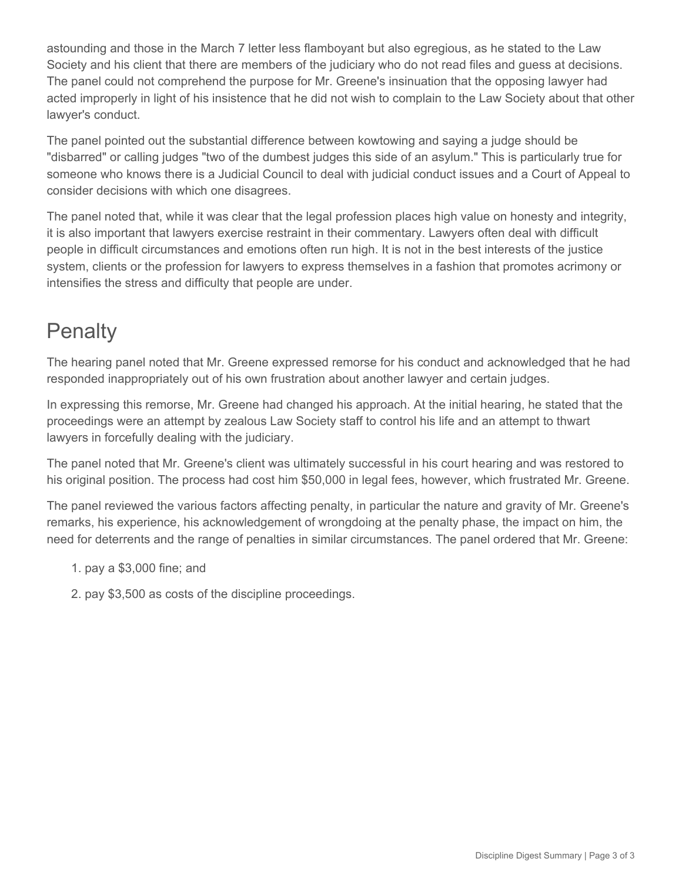astounding and those in the March 7 letter less flamboyant but also egregious, as he stated to the Law Society and his client that there are members of the judiciary who do not read files and guess at decisions. The panel could not comprehend the purpose for Mr. Greene's insinuation that the opposing lawyer had acted improperly in light of his insistence that he did not wish to complain to the Law Society about that other lawyer's conduct.

The panel pointed out the substantial difference between kowtowing and saying a judge should be "disbarred" or calling judges "two of the dumbest judges this side of an asylum." This is particularly true for someone who knows there is a Judicial Council to deal with judicial conduct issues and a Court of Appeal to consider decisions with which one disagrees.

The panel noted that, while it was clear that the legal profession places high value on honesty and integrity, it is also important that lawyers exercise restraint in their commentary. Lawyers often deal with difficult people in difficult circumstances and emotions often run high. It is not in the best interests of the justice system, clients or the profession for lawyers to express themselves in a fashion that promotes acrimony or intensifies the stress and difficulty that people are under.

## Penalty

The hearing panel noted that Mr. Greene expressed remorse for his conduct and acknowledged that he had responded inappropriately out of his own frustration about another lawyer and certain judges.

In expressing this remorse, Mr. Greene had changed his approach. At the initial hearing, he stated that the proceedings were an attempt by zealous Law Society staff to control his life and an attempt to thwart lawyers in forcefully dealing with the judiciary.

The panel noted that Mr. Greene's client was ultimately successful in his court hearing and was restored to his original position. The process had cost him $50,000 in legal fees, however, which frustrated Mr. Greene.

The panel reviewed the various factors affecting penalty, in particular the nature and gravity of Mr. Greene's remarks, his experience, his acknowledgement of wrongdoing at the penalty phase, the impact on him, the need for deterrents and the range of penalties in similar circumstances. The panel ordered that Mr. Greene:

1. pay a $3,000 fine; and
2. pay $3,500 as costs of the discipline proceedings.